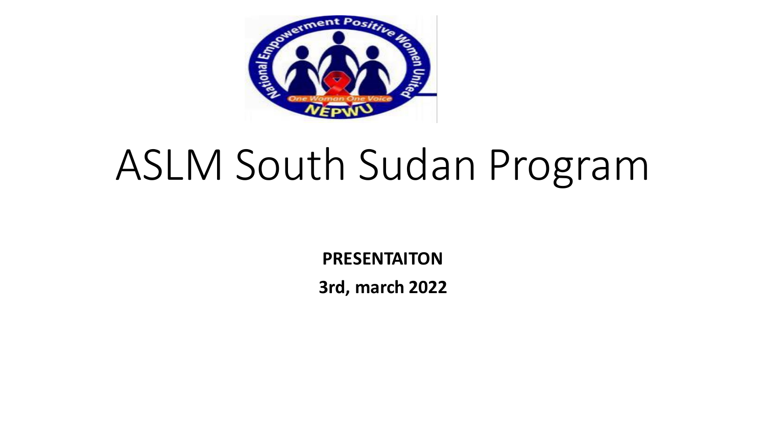# ASLM South Sudan Program

**PRESENTAITON**

**3rd, march 2022**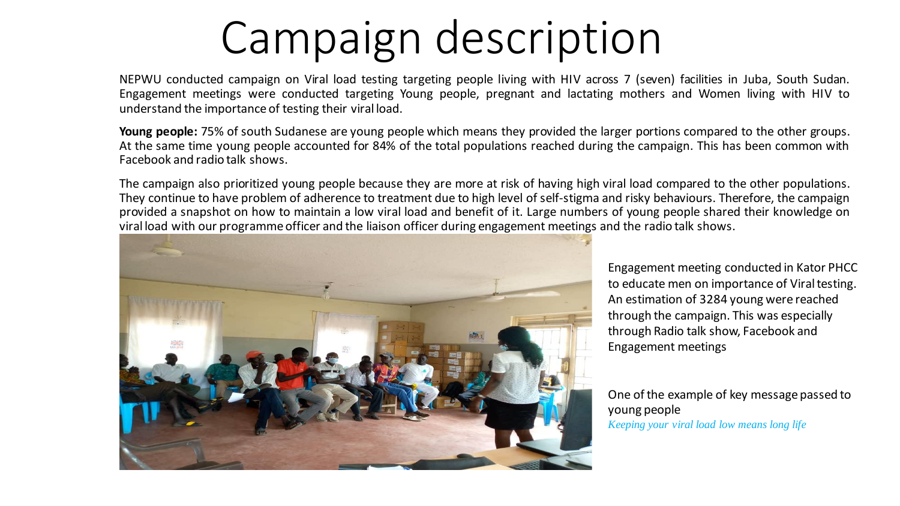# Campaign description

NEPWU conducted campaign on Viral load testing targeting people living with HIV across 7 (seven) facilities in Juba, South Sudan. Engagement meetings were conducted targeting Young people, pregnant and lactating mothers and Women living with HIV to understand the importance of testing their viral load.

**Young people:** 75% of south Sudanese are young people which means they provided the larger portions compared to the other groups. At the same time young people accounted for 84% of the total populations reached during the campaign. This has been common with Facebook and radio talk shows.

The campaign also prioritized young people because they are more at risk of having high viral load compared to the other populations. They continue to have problem of adherence to treatment due to high level of self-stigma and risky behaviours. Therefore, the campaign provided a snapshot on how to maintain a low viral load and benefit of it. Large numbers of young people shared their knowledge on viral load with our programme officer and the liaison officer during engagement meetings and the radio talk shows.

Engagement meeting conducted in Kator PHCC to educate men on importance of Viral testing. An estimation of 3284 young were reached through the campaign. This was especially through Radio talk show, Facebook and Engagement meetings

One of the example of key message passed to young people

*Keeping your viral load low means long life*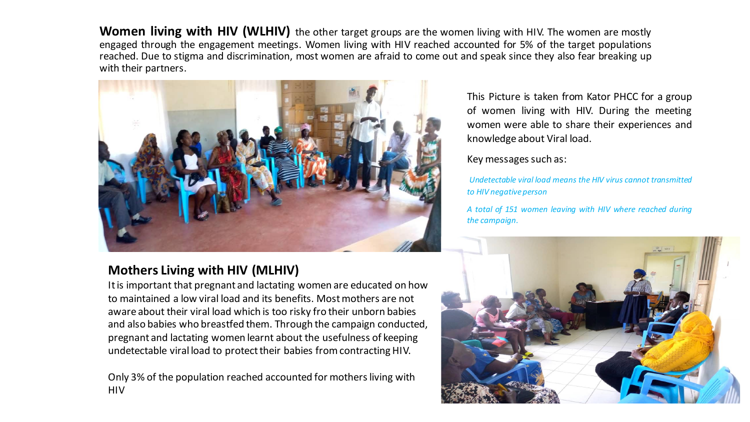**Women living with HIV (WLHIV)** the other target groups are the women living with HIV. The women are mostly engaged through the engagement meetings. Women living with HIV reached accounted for 5% of the target populations reached. Due to stigma and discrimination, most women are afraid to come out and speak since they also fear breaking up with their partners.

This Picture is taken from Kator PHCC for a group of women living with HIV. During the meeting women were able to share their experiences and knowledge about Viral load.

Key messages such as:

*Undetectable viral load means the HIV virus cannot transmitted to HIV negative person*

*A total of 151 women leaving with HIV where reached during the campaign.*

## Mothers Living with HIV (MLHIV)

It is important that pregnant and lactating women are educated on how to maintained a low viral load and its benefits. Most mothers are not aware about their viral load which is too risky fro their unborn babies and also babies who breastfed them. Through the campaign conducted, pregnant and lactating women learnt about the usefulness of keeping undetectable viral load to protect their babies from contracting HIV.

Only 3% of the population reached accounted for mothers living with HIV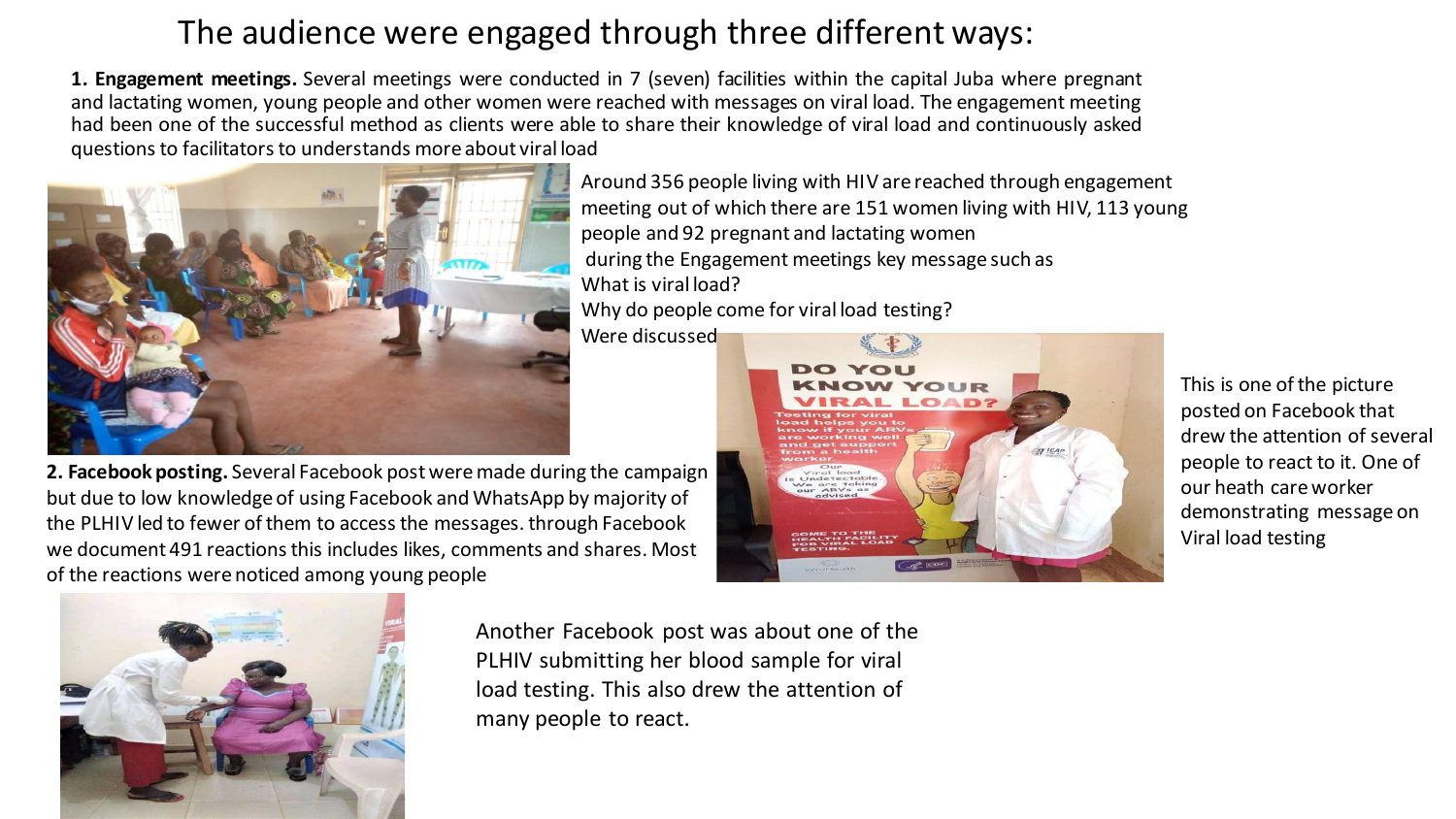# The audience were engaged through three different ways:

**1. Engagement meetings.** Several meetings were conducted in 7 (seven) facilities within the capital Juba where pregnant and lactating women, young people and other women were reached with messages on viral load. The engagement meeting had been one of the successful method as clients were able to share their knowledge of viral load and continuously asked questions to facilitators to understands more about viral load

Around 356 people living with HIV are reached through engagement meeting out of which there are 151 women living with HIV, 113 young people and 92 pregnant and lactating women
during the Engagement meetings key message such as
What is viral load?
Why do people come for viral load testing?
Were discussed

**2. Facebook posting.** Several Facebook post were made during the campaign but due to low knowledge of using Facebook and WhatsApp by majority of the PLHIV led to fewer of them to access the messages. through Facebook we document 491 reactions this includes likes, comments and shares. Most of the reactions were noticed among young people

This is one of the picture posted on Facebook that drew the attention of several people to react to it. One of our heath care worker demonstrating message on Viral load testing

Another Facebook post was about one of the PLHIV submitting her blood sample for viral load testing. This also drew the attention of many people to react.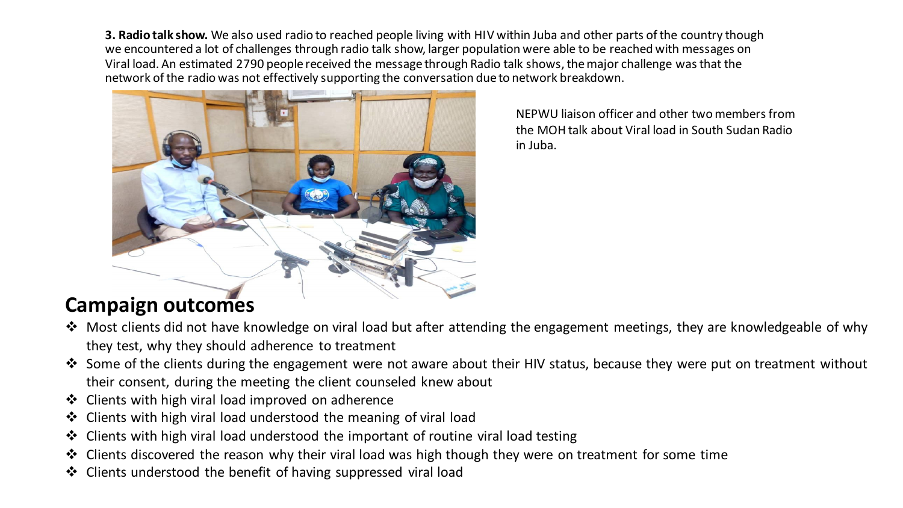**3. Radio talk show.** We also used radio to reached people living with HIV within Juba and other parts of the country though we encountered a lot of challenges through radio talk show, larger population were able to be reached with messages on Viral load. An estimated 2790 people received the message through Radio talk shows, the major challenge was that the network of the radio was not effectively supporting the conversation due to network breakdown.

NEPWU liaison officer and other two members from the MOH talk about Viral load in South Sudan Radio in Juba.

## Campaign outcomes

- Most clients did not have knowledge on viral load but after attending the engagement meetings, they are knowledgeable of why they test, why they should adherence to treatment
- Some of the clients during the engagement were not aware about their HIV status, because they were put on treatment without their consent, during the meeting the client counseled knew about
- Clients with high viral load improved on adherence
- Clients with high viral load understood the meaning of viral load
- Clients with high viral load understood the important of routine viral load testing
- Clients discovered the reason why their viral load was high though they were on treatment for some time
- Clients understood the benefit of having suppressed viral load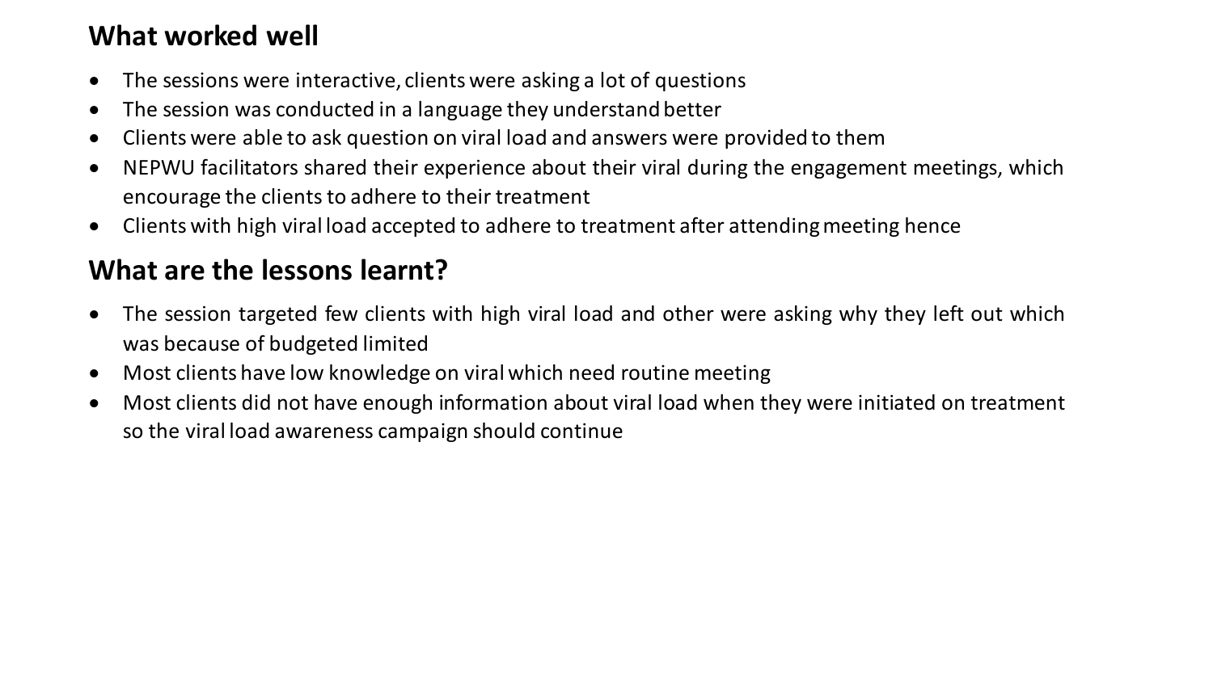## What worked well

- The sessions were interactive, clients were asking a lot of questions
- The session was conducted in a language they understand better
- Clients were able to ask question on viral load and answers were provided to them
- NEPWU facilitators shared their experience about their viral during the engagement meetings, which encourage the clients to adhere to their treatment
- Clients with high viral load accepted to adhere to treatment after attending meeting hence

## What are the lessons learnt?

- The session targeted few clients with high viral load and other were asking why they left out which was because of budgeted limited
- Most clients have low knowledge on viral which need routine meeting
- Most clients did not have enough information about viral load when they were initiated on treatment so the viral load awareness campaign should continue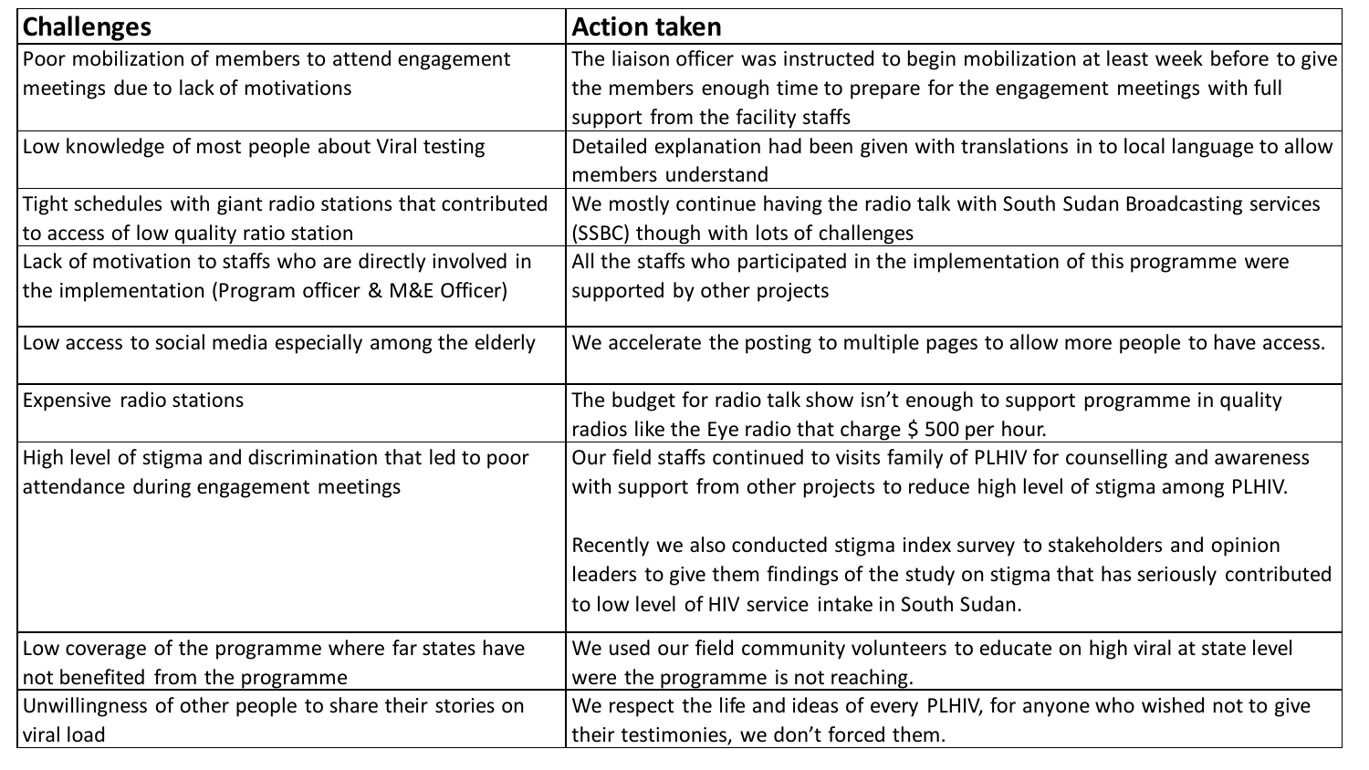| Challenges | Action taken |
|---|---|
| Poor mobilization of members to attend engagement meetings due to lack of motivations | The liaison officer was instructed to begin mobilization at least week before to give the members enough time to prepare for the engagement meetings with full support from the facility staffs |
| Low knowledge of most people about Viral testing | Detailed explanation had been given with translations in to local language to allow members understand |
| Tight schedules with giant radio stations that contributed to access of low quality ratio station | We mostly continue having the radio talk with South Sudan Broadcasting services (SSBC) though with lots of challenges |
| Lack of motivation to staffs who are directly involved in the implementation (Program officer & M&E Officer) | All the staffs who participated in the implementation of this programme were supported by other projects |
| Low access to social media especially among the elderly | We accelerate the posting to multiple pages to allow more people to have access. |
| Expensive radio stations | The budget for radio talk show isn't enough to support programme in quality radios like the Eye radio that charge $ 500 per hour. |
| High level of stigma and discrimination that led to poor attendance during engagement meetings | Our field staffs continued to visits family of PLHIV for counselling and awareness with support from other projects to reduce high level of stigma among PLHIV.<br><br>Recently we also conducted stigma index survey to stakeholders and opinion leaders to give them findings of the study on stigma that has seriously contributed to low level of HIV service intake in South Sudan. |
| Low coverage of the programme where far states have not benefited from the programme | We used our field community volunteers to educate on high viral at state level were the programme is not reaching. |
| Unwillingness of other people to share their stories on viral load | We respect the life and ideas of every PLHIV, for anyone who wished not to give their testimonies, we don't forced them. |